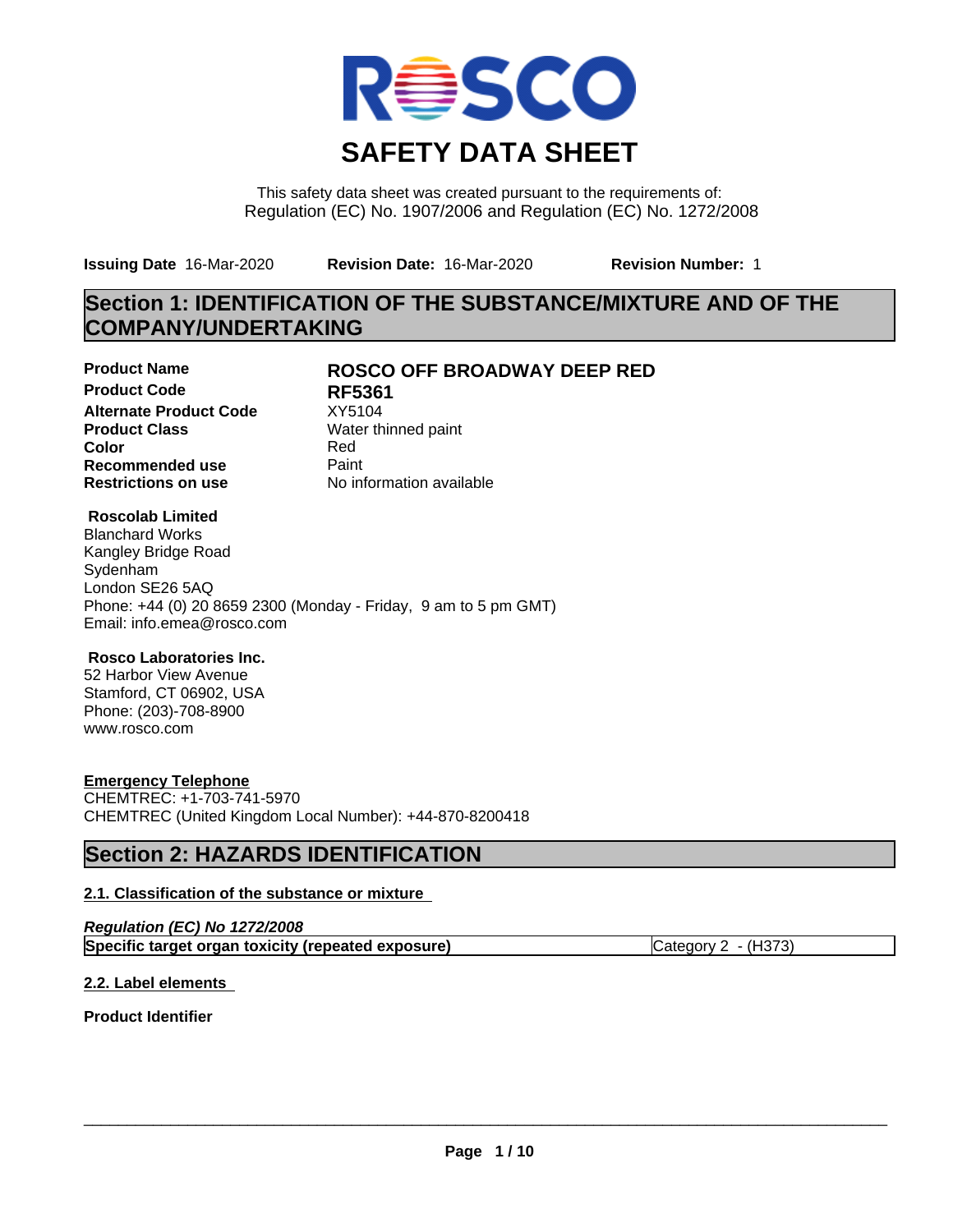# SAFETY DATA SHEET

This safety data sheet was created pursuant to the requirements of:
Regulation (EC) No. 1907/2006 and Regulation (EC) No. 1272/2008

**Issuing Date** 16-Mar-2020 **Revision Date:** 16-Mar-2020 **Revision Number:** 1

## Section 1: IDENTIFICATION OF THE SUBSTANCE/MIXTURE AND OF THE COMPANY/UNDERTAKING

| | |
|---|---|
| **Product Name** | **ROSCO OFF BROADWAY DEEP RED** |
| **Product Code** | **RF5361** |
| **Alternate Product Code** | XY5104 |
| **Product Class** | Water thinned paint |
| **Color** | Red |
| **Recommended use** | Paint |
| **Restrictions on use** | No information available |

**Roscolab Limited**
Blanchard Works
Kangley Bridge Road
Sydenham
London SE26 5AQ
Phone: +44 (0) 20 8659 2300 (Monday - Friday, 9 am to 5 pm GMT)
Email: info.emea@rosco.com

**Rosco Laboratories Inc.**
52 Harbor View Avenue
Stamford, CT 06902, USA
Phone: (203)-708-8900
www.rosco.com

**Emergency Telephone**
CHEMTREC: +1-703-741-5970
CHEMTREC (United Kingdom Local Number): +44-870-8200418

## Section 2: HAZARDS IDENTIFICATION

### 2.1. Classification of the substance or mixture

***Regulation (EC) No 1272/2008***

| | |
|---|---|
| **Specific target organ toxicity (repeated exposure)** | Category 2 - (H373) |

### 2.2. Label elements

**Product Identifier**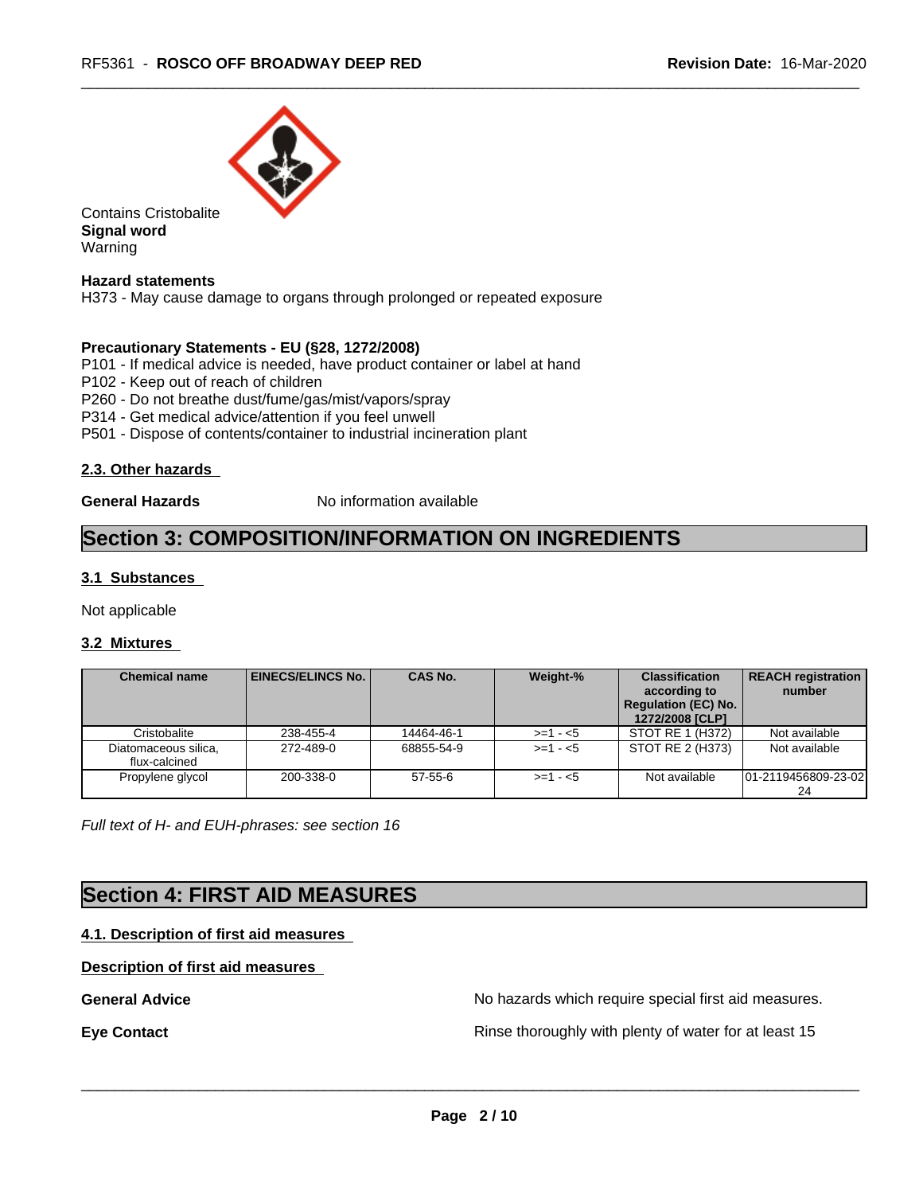Contains Cristobalite

**Signal word**

Warning

**Hazard statements**

H373 - May cause damage to organs through prolonged or repeated exposure

**Precautionary Statements - EU (§28, 1272/2008)**

P101 - If medical advice is needed, have product container or label at hand
P102 - Keep out of reach of children
P260 - Do not breathe dust/fume/gas/mist/vapors/spray
P314 - Get medical advice/attention if you feel unwell
P501 - Dispose of contents/container to industrial incineration plant

### 2.3. Other hazards

**General Hazards** No information available

## Section 3: COMPOSITION/INFORMATION ON INGREDIENTS

### 3.1 Substances

Not applicable

### 3.2 Mixtures

| Chemical name | EINECS/ELINCS No. | CAS No. | Weight-% | Classification according to Regulation (EC) No. 1272/2008 [CLP] | REACH registration number |
|---|---|---|---|---|---|
| Cristobalite | 238-455-4 | 14464-46-1 | >=1 - <5 | STOT RE 1 (H372) | Not available |
| Diatomaceous silica, flux-calcined | 272-489-0 | 68855-54-9 | >=1 - <5 | STOT RE 2 (H373) | Not available |
| Propylene glycol | 200-338-0 | 57-55-6 | >=1 - <5 | Not available | 01-2119456809-23-0224 |

*Full text of H- and EUH-phrases: see section 16*

## Section 4: FIRST AID MEASURES

### 4.1. Description of first aid measures

**Description of first aid measures**

**General Advice** No hazards which require special first aid measures.

**Eye Contact** Rinse thoroughly with plenty of water for at least 15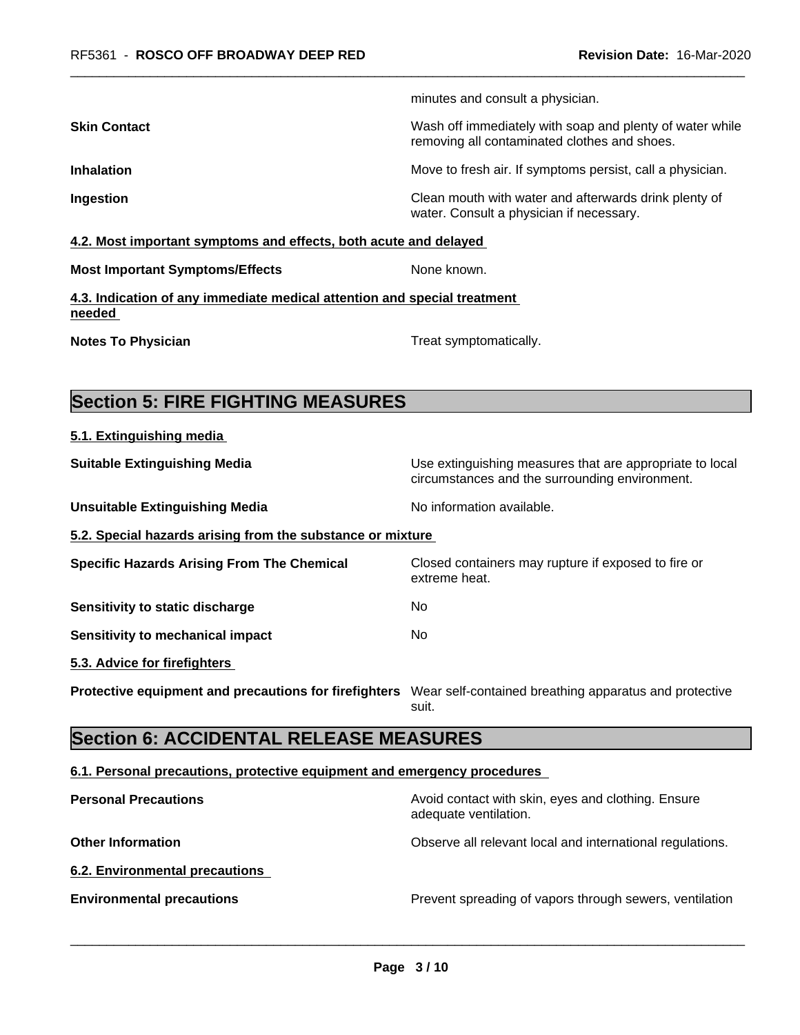minutes and consult a physician.

| | |
|---|---|
| **Skin Contact** | Wash off immediately with soap and plenty of water while removing all contaminated clothes and shoes. |
| **Inhalation** | Move to fresh air. If symptoms persist, call a physician. |
| **Ingestion** | Clean mouth with water and afterwards drink plenty of water. Consult a physician if necessary. |

### 4.2. Most important symptoms and effects, both acute and delayed

**Most Important Symptoms/Effects** None known.

### 4.3. Indication of any immediate medical attention and special treatment needed

**Notes To Physician** Treat symptomatically.

## Section 5: FIRE FIGHTING MEASURES

### 5.1. Extinguishing media

| | |
|---|---|
| **Suitable Extinguishing Media** | Use extinguishing measures that are appropriate to local circumstances and the surrounding environment. |
| **Unsuitable Extinguishing Media** | No information available. |

### 5.2. Special hazards arising from the substance or mixture

| | |
|---|---|
| **Specific Hazards Arising From The Chemical** | Closed containers may rupture if exposed to fire or extreme heat. |
| **Sensitivity to static discharge** | No |
| **Sensitivity to mechanical impact** | No |

### 5.3. Advice for firefighters

**Protective equipment and precautions for firefighters** Wear self-contained breathing apparatus and protective suit.

## Section 6: ACCIDENTAL RELEASE MEASURES

### 6.1. Personal precautions, protective equipment and emergency procedures

| | |
|---|---|
| **Personal Precautions** | Avoid contact with skin, eyes and clothing. Ensure adequate ventilation. |
| **Other Information** | Observe all relevant local and international regulations. |

### 6.2. Environmental precautions

**Environmental precautions** Prevent spreading of vapors through sewers, ventilation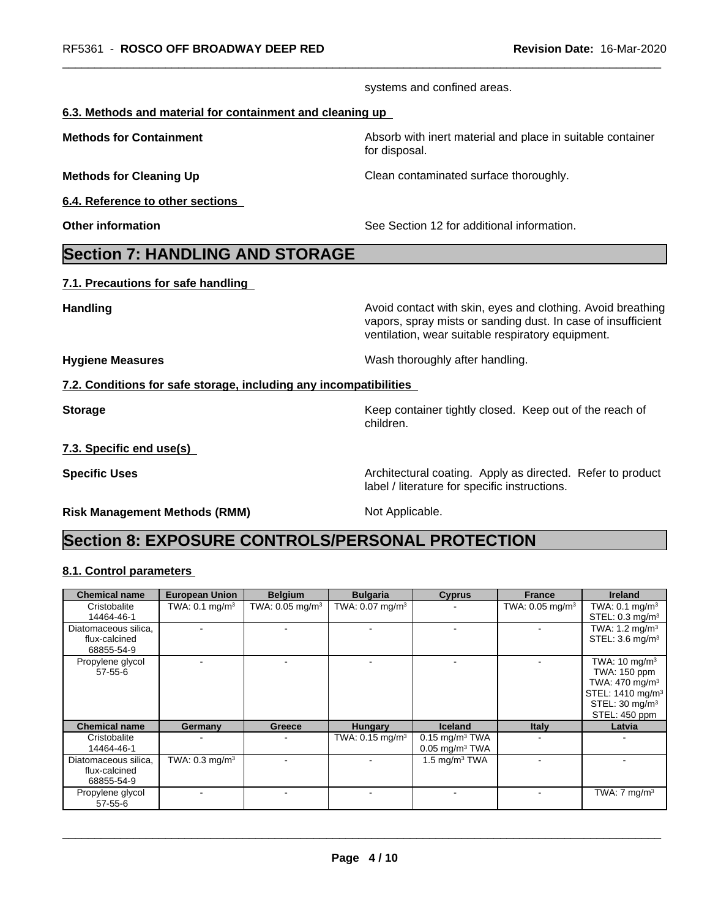systems and confined areas.

**6.3. Methods and material for containment and cleaning up**

**Methods for Containment** Absorb with inert material and place in suitable container for disposal.

**Methods for Cleaning Up** Clean contaminated surface thoroughly.

**6.4. Reference to other sections**

**Other information** See Section 12 for additional information.

# Section 7: HANDLING AND STORAGE

**7.1. Precautions for safe handling**

**Handling** Avoid contact with skin, eyes and clothing. Avoid breathing vapors, spray mists or sanding dust. In case of insufficient ventilation, wear suitable respiratory equipment.

**Hygiene Measures** Wash thoroughly after handling.

**7.2. Conditions for safe storage, including any incompatibilities**

**Storage** Keep container tightly closed. Keep out of the reach of children.

**7.3. Specific end use(s)**

**Specific Uses** Architectural coating. Apply as directed. Refer to product label / literature for specific instructions.

**Risk Management Methods (RMM)** Not Applicable.

# Section 8: EXPOSURE CONTROLS/PERSONAL PROTECTION

**8.1. Control parameters**

| Chemical name | European Union | Belgium | Bulgaria | Cyprus | France | Ireland |
|---|---|---|---|---|---|---|
| Cristobalite 14464-46-1 | TWA: 0.1 mg/m³ | TWA: 0.05 mg/m³ | TWA: 0.07 mg/m³ | - | TWA: 0.05 mg/m³ | TWA: 0.1 mg/m³ STEL: 0.3 mg/m³ |
| Diatomaceous silica, flux-calcined 68855-54-9 | - | - | - | - | - | TWA: 1.2 mg/m³ STEL: 3.6 mg/m³ |
| Propylene glycol 57-55-6 | - | - | - | - | - | TWA: 10 mg/m³ TWA: 150 ppm TWA: 470 mg/m³ STEL: 1410 mg/m³ STEL: 30 mg/m³ STEL: 450 ppm |
| **Chemical name** | **Germany** | **Greece** | **Hungary** | **Iceland** | **Italy** | **Latvia** |
| Cristobalite 14464-46-1 | - | - | TWA: 0.15 mg/m³ | 0.15 mg/m³ TWA 0.05 mg/m³ TWA | - | - |
| Diatomaceous silica, flux-calcined 68855-54-9 | TWA: 0.3 mg/m³ | - | - | 1.5 mg/m³ TWA | - | - |
| Propylene glycol 57-55-6 | - | - | - | - | - | TWA: 7 mg/m³ |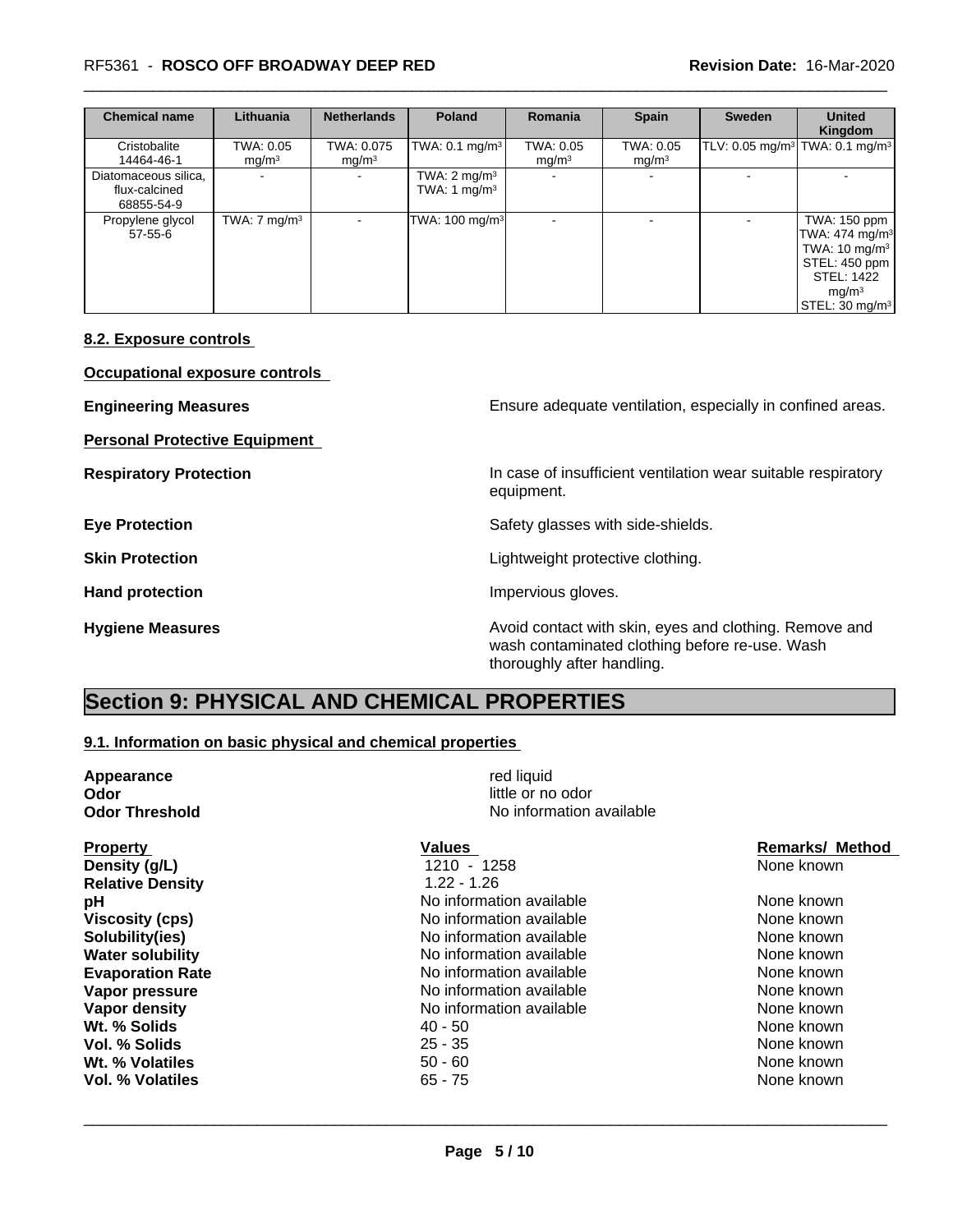| Chemical name | Lithuania | Netherlands | Poland | Romania | Spain | Sweden | United Kingdom |
|---|---|---|---|---|---|---|---|
| Cristobalite 14464-46-1 | TWA: 0.05 mg/m³ | TWA: 0.075 mg/m³ | TWA: 0.1 mg/m³ | TWA: 0.05 mg/m³ | TWA: 0.05 mg/m³ | TLV: 0.05 mg/m³ | TWA: 0.1 mg/m³ |
| Diatomaceous silica, flux-calcined 68855-54-9 | - | - | TWA: 2 mg/m³ TWA: 1 mg/m³ | - | - | - | - |
| Propylene glycol 57-55-6 | TWA: 7 mg/m³ | - | TWA: 100 mg/m³ | - | - | - | TWA: 150 ppm TWA: 474 mg/m³ TWA: 10 mg/m³ STEL: 450 ppm STEL: 1422 mg/m³ STEL: 30 mg/m³ |

**8.2. Exposure controls**

**Occupational exposure controls**

**Engineering Measures** Ensure adequate ventilation, especially in confined areas.

**Personal Protective Equipment**

**Respiratory Protection** In case of insufficient ventilation wear suitable respiratory equipment.

**Eye Protection** Safety glasses with side-shields.

**Skin Protection** Lightweight protective clothing.

**Hand protection** Impervious gloves.

**Hygiene Measures** Avoid contact with skin, eyes and clothing. Remove and wash contaminated clothing before re-use. Wash thoroughly after handling.

# Section 9: PHYSICAL AND CHEMICAL PROPERTIES

**9.1. Information on basic physical and chemical properties**

**Appearance** red liquid
**Odor** little or no odor
**Odor Threshold** No information available

| Property | Values | Remarks/ Method |
|---|---|---|
| Density (g/L) | 1210 - 1258 | None known |
| Relative Density | 1.22 - 1.26 | |
| pH | No information available | None known |
| Viscosity (cps) | No information available | None known |
| Solubility(ies) | No information available | None known |
| Water solubility | No information available | None known |
| Evaporation Rate | No information available | None known |
| Vapor pressure | No information available | None known |
| Vapor density | No information available | None known |
| Wt. % Solids | 40 - 50 | None known |
| Vol. % Solids | 25 - 35 | None known |
| Wt. % Volatiles | 50 - 60 | None known |
| Vol. % Volatiles | 65 - 75 | None known |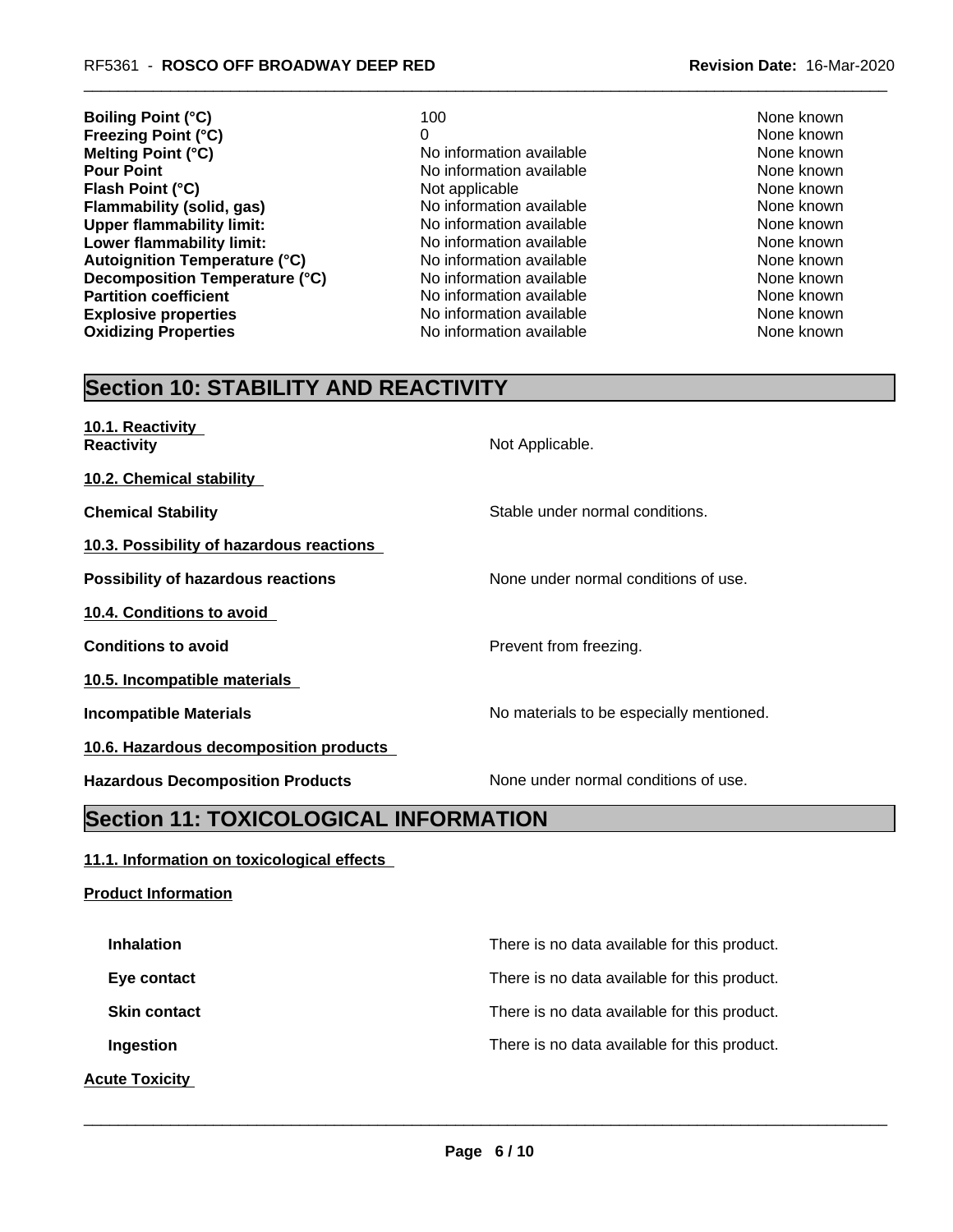| | | |
|---|---|---|
| **Boiling Point (°C)** | 100 | None known |
| **Freezing Point (°C)** | 0 | None known |
| **Melting Point (°C)** | No information available | None known |
| **Pour Point** | No information available | None known |
| **Flash Point (°C)** | Not applicable | None known |
| **Flammability (solid, gas)** | No information available | None known |
| **Upper flammability limit:** | No information available | None known |
| **Lower flammability limit:** | No information available | None known |
| **Autoignition Temperature (°C)** | No information available | None known |
| **Decomposition Temperature (°C)** | No information available | None known |
| **Partition coefficient** | No information available | None known |
| **Explosive properties** | No information available | None known |
| **Oxidizing Properties** | No information available | None known |

## Section 10: STABILITY AND REACTIVITY

**10.1. Reactivity**

**Reactivity** Not Applicable.

**10.2. Chemical stability**

**Chemical Stability** Stable under normal conditions.

**10.3. Possibility of hazardous reactions**

**Possibility of hazardous reactions** None under normal conditions of use.

**10.4. Conditions to avoid**

**Conditions to avoid** Prevent from freezing.

**10.5. Incompatible materials**

**Incompatible Materials** No materials to be especially mentioned.

**10.6. Hazardous decomposition products**

**Hazardous Decomposition Products** None under normal conditions of use.

## Section 11: TOXICOLOGICAL INFORMATION

**11.1. Information on toxicological effects**

**Product Information**

**Inhalation** There is no data available for this product.

**Eye contact** There is no data available for this product.

**Skin contact** There is no data available for this product.

**Ingestion** There is no data available for this product.

**Acute Toxicity**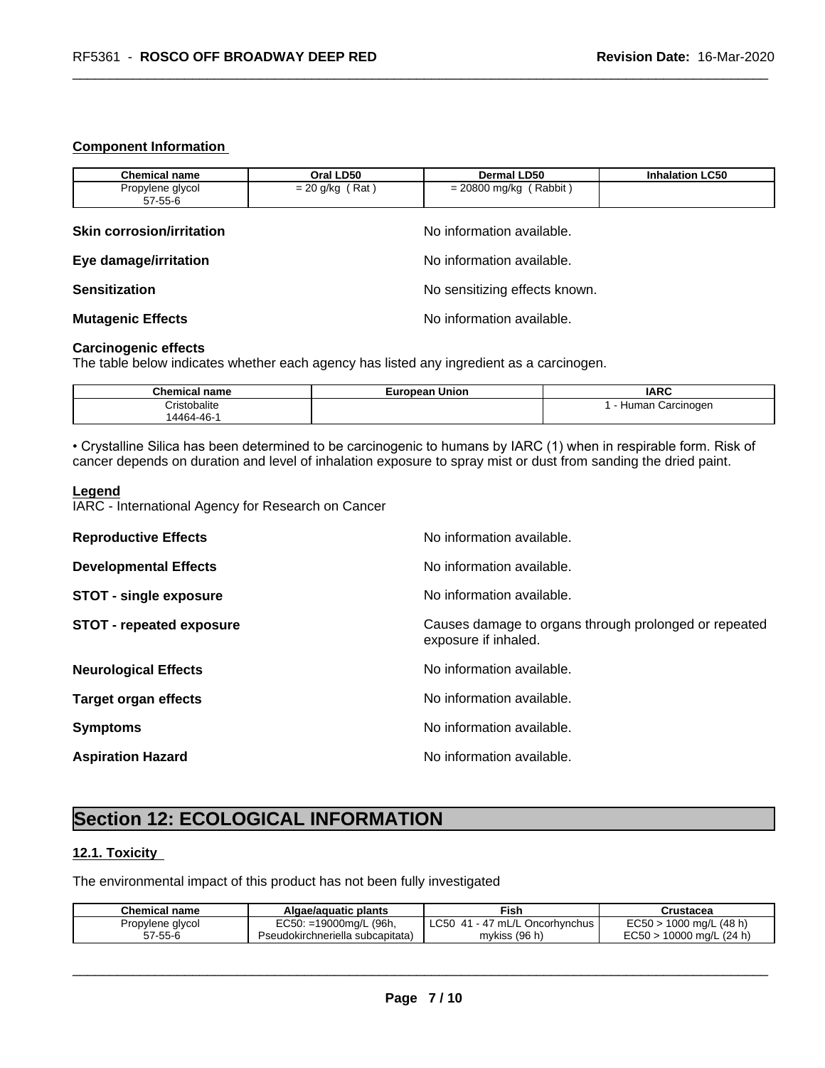**Component Information**

| Chemical name | Oral LD50 | Dermal LD50 | Inhalation LC50 |
|---|---|---|---|
| Propylene glycol<br>57-55-6 | = 20 g/kg ( Rat ) | = 20800 mg/kg ( Rabbit ) | |

**Skin corrosion/irritation** No information available.

**Eye damage/irritation** No information available.

**Sensitization** No sensitizing effects known.

**Mutagenic Effects** No information available.

**Carcinogenic effects**

The table below indicates whether each agency has listed any ingredient as a carcinogen.

| Chemical name | European Union | IARC |
|---|---|---|
| Cristobalite<br>14464-46-1 | | 1 - Human Carcinogen |

• Crystalline Silica has been determined to be carcinogenic to humans by IARC (1) when in respirable form. Risk of cancer depends on duration and level of inhalation exposure to spray mist or dust from sanding the dried paint.

**Legend**

IARC - International Agency for Research on Cancer

**Reproductive Effects** No information available.

**Developmental Effects** No information available.

**STOT - single exposure** No information available.

**STOT - repeated exposure** Causes damage to organs through prolonged or repeated exposure if inhaled.

**Neurological Effects** No information available.

**Target organ effects** No information available.

**Symptoms** No information available.

**Aspiration Hazard** No information available.

# Section 12: ECOLOGICAL INFORMATION

## 12.1. Toxicity

The environmental impact of this product has not been fully investigated

| Chemical name | Algae/aquatic plants | Fish | Crustacea |
|---|---|---|---|
| Propylene glycol<br>57-55-6 | EC50: =19000mg/L (96h, Pseudokirchneriella subcapitata) | LC50 41 - 47 mL/L Oncorhynchus mykiss (96 h) | EC50 > 1000 mg/L (48 h)<br>EC50 > 10000 mg/L (24 h) |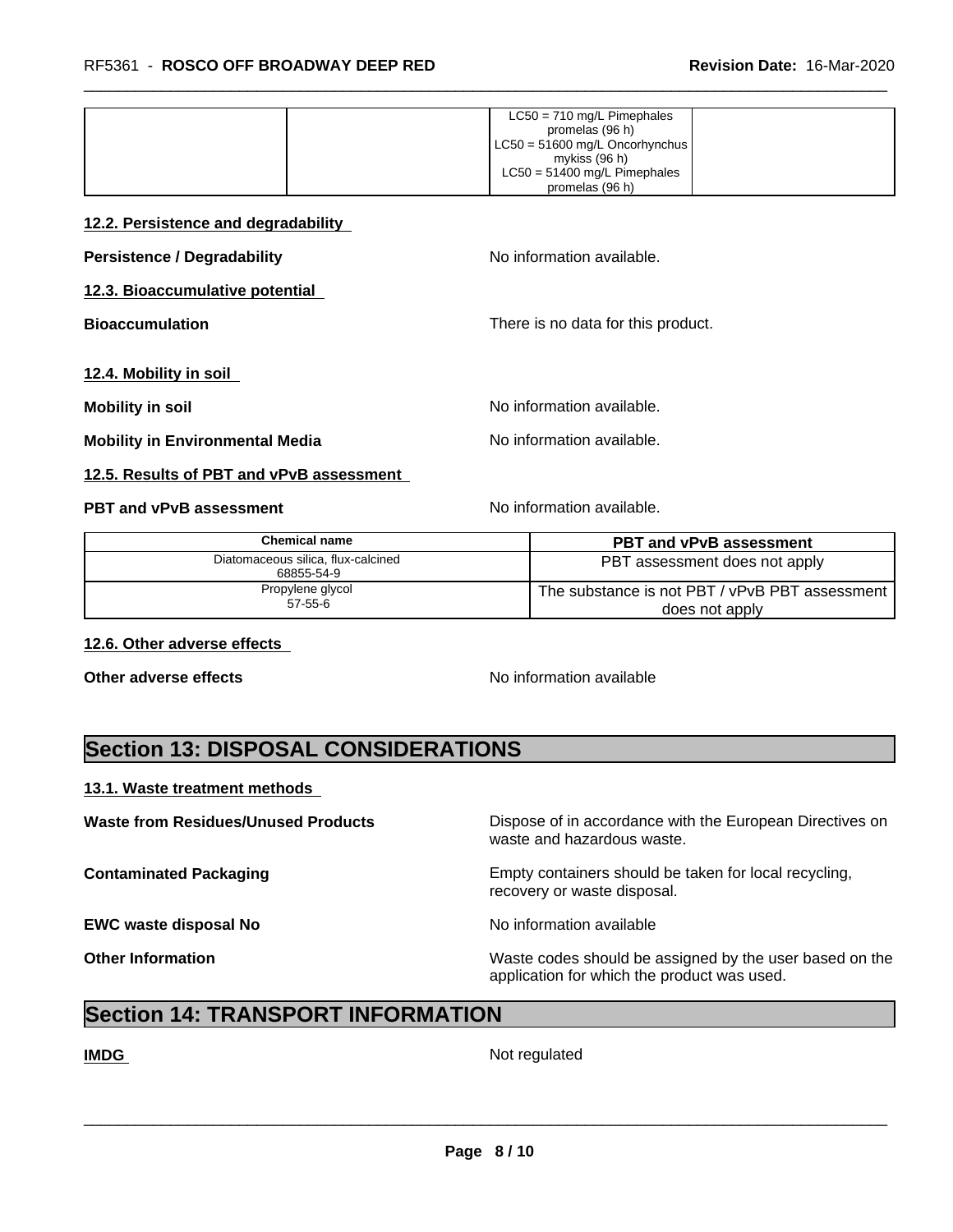|  |  | LC50 = 710 mg/L Pimephales promelas (96 h)<br>LC50 = 51600 mg/L Oncorhynchus mykiss (96 h)<br>LC50 = 51400 mg/L Pimephales promelas (96 h) |  |
|---|---|---|---|

### 12.2. Persistence and degradability

**Persistence / Degradability** No information available.

### 12.3. Bioaccumulative potential

**Bioaccumulation** There is no data for this product.

### 12.4. Mobility in soil

**Mobility in soil** No information available.

**Mobility in Environmental Media** No information available.

### 12.5. Results of PBT and vPvB assessment

**PBT and vPvB assessment** No information available.

| Chemical name | PBT and vPvB assessment |
|---|---|
| Diatomaceous silica, flux-calcined<br>68855-54-9 | PBT assessment does not apply |
| Propylene glycol<br>57-55-6 | The substance is not PBT / vPvB PBT assessment does not apply |

### 12.6. Other adverse effects

**Other adverse effects** No information available

## Section 13: DISPOSAL CONSIDERATIONS

### 13.1. Waste treatment methods

**Waste from Residues/Unused Products** Dispose of in accordance with the European Directives on waste and hazardous waste.

**Contaminated Packaging** Empty containers should be taken for local recycling, recovery or waste disposal.

**EWC waste disposal No** No information available

**Other Information** Waste codes should be assigned by the user based on the application for which the product was used.

## Section 14: TRANSPORT INFORMATION

**IMDG** Not regulated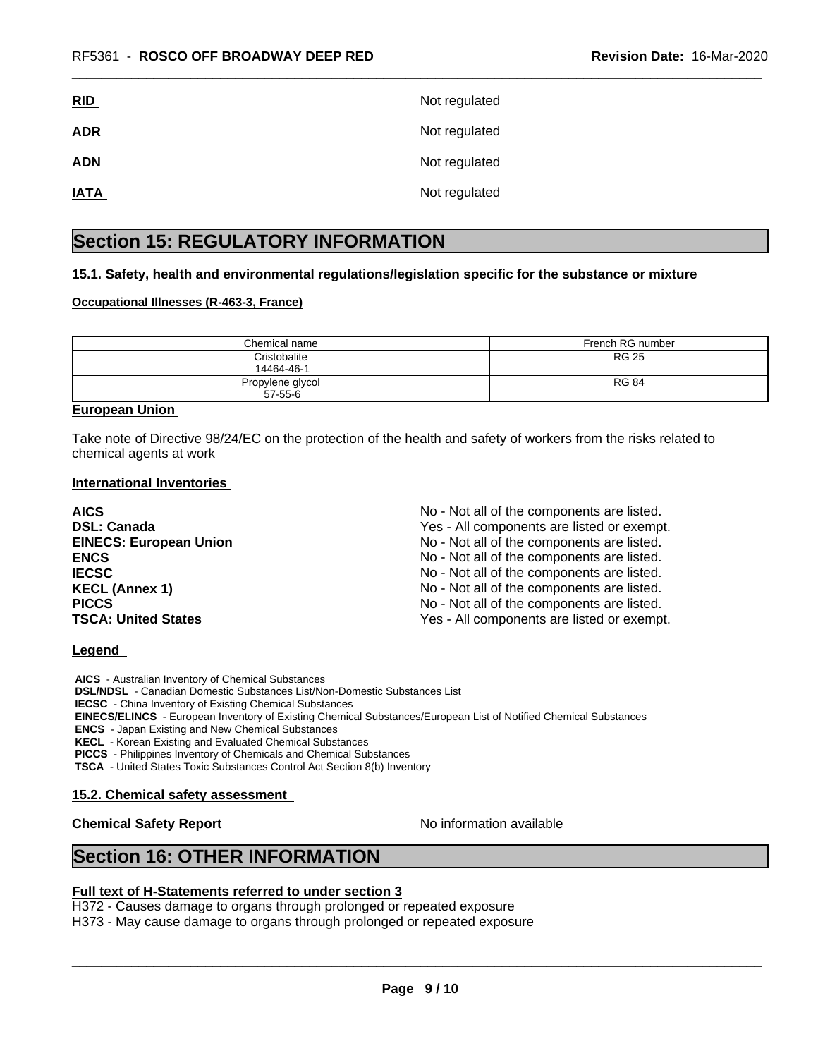**RID** Not regulated

**ADR** Not regulated

**ADN** Not regulated

**IATA** Not regulated

## Section 15: REGULATORY INFORMATION

### 15.1. Safety, health and environmental regulations/legislation specific for the substance or mixture

**Occupational Illnesses (R-463-3, France)**

| Chemical name | French RG number |
|---|---|
| Cristobalite<br>14464-46-1 | RG 25 |
| Propylene glycol<br>57-55-6 | RG 84 |

**European Union**

Take note of Directive 98/24/EC on the protection of the health and safety of workers from the risks related to chemical agents at work

**International Inventories**

| | |
|---|---|
| **AICS** | No - Not all of the components are listed. |
| **DSL: Canada** | Yes - All components are listed or exempt. |
| **EINECS: European Union** | No - Not all of the components are listed. |
| **ENCS** | No - Not all of the components are listed. |
| **IECSC** | No - Not all of the components are listed. |
| **KECL (Annex 1)** | No - Not all of the components are listed. |
| **PICCS** | No - Not all of the components are listed. |
| **TSCA: United States** | Yes - All components are listed or exempt. |

**Legend**

**AICS** - Australian Inventory of Chemical Substances
**DSL/NDSL** - Canadian Domestic Substances List/Non-Domestic Substances List
**IECSC** - China Inventory of Existing Chemical Substances
**EINECS/ELINCS** - European Inventory of Existing Chemical Substances/European List of Notified Chemical Substances
**ENCS** - Japan Existing and New Chemical Substances
**KECL** - Korean Existing and Evaluated Chemical Substances
**PICCS** - Philippines Inventory of Chemicals and Chemical Substances
**TSCA** - United States Toxic Substances Control Act Section 8(b) Inventory

### 15.2. Chemical safety assessment

**Chemical Safety Report** No information available

## Section 16: OTHER INFORMATION

**Full text of H-Statements referred to under section 3**

H372 - Causes damage to organs through prolonged or repeated exposure
H373 - May cause damage to organs through prolonged or repeated exposure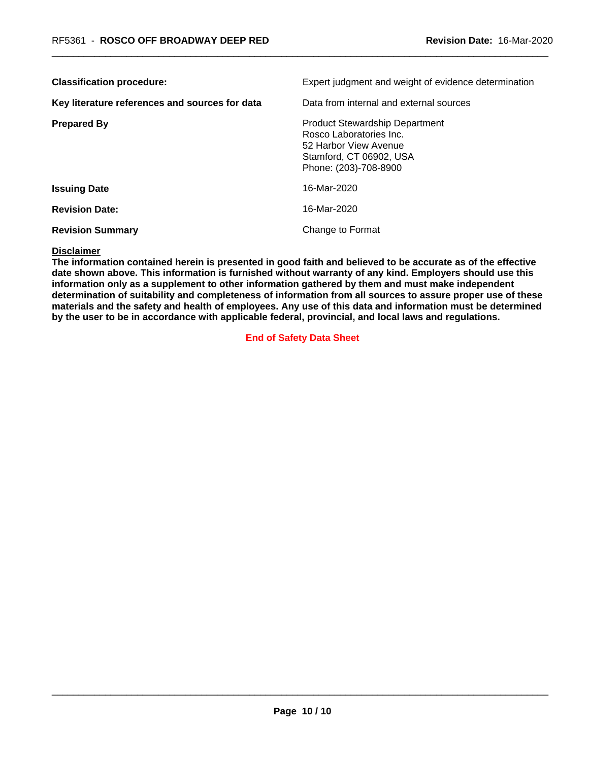**Classification procedure:** Expert judgment and weight of evidence determination

**Key literature references and sources for data** Data from internal and external sources

**Prepared By** Product Stewardship Department
Rosco Laboratories Inc.
52 Harbor View Avenue
Stamford, CT 06902, USA
Phone: (203)-708-8900

**Issuing Date** 16-Mar-2020

**Revision Date:** 16-Mar-2020

**Revision Summary** Change to Format

**Disclaimer**

**The information contained herein is presented in good faith and believed to be accurate as of the effective date shown above. This information is furnished without warranty of any kind. Employers should use this information only as a supplement to other information gathered by them and must make independent determination of suitability and completeness of information from all sources to assure proper use of these materials and the safety and health of employees. Any use of this data and information must be determined by the user to be in accordance with applicable federal, provincial, and local laws and regulations.**

**End of Safety Data Sheet**